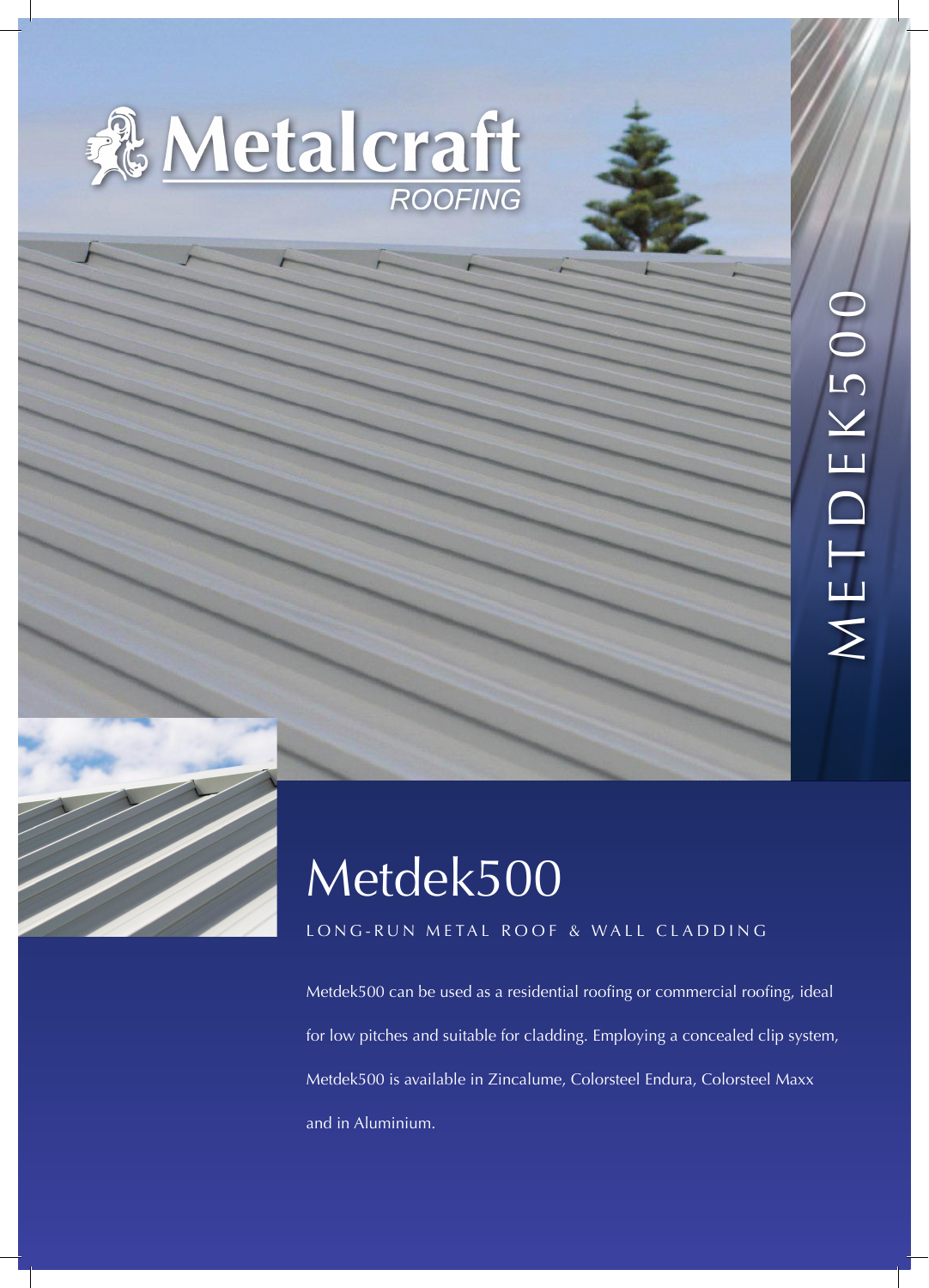Metalcraft ROOFING

METDEK500

# Metdek500

LONG-RUN METAL ROOF & WALL CLADDING

Metdek500 can be used as a residential roofing or commercial roofing, ideal for low pitches and suitable for cladding. Employing a concealed clip system, Metdek500 is available in Zincalume, Colorsteel Endura, Colorsteel Maxx and in Aluminium.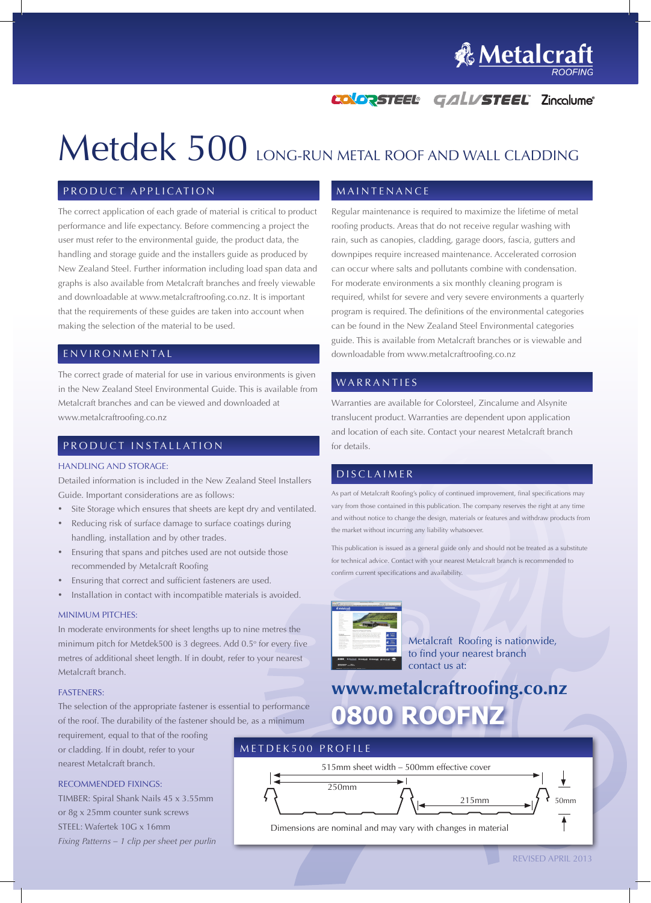Metalcraft ROOFING

COLORSTEEL® GALVSTEEL® Zincalume®

# Metdek 500 LONG-RUN METAL ROOF AND WALL CLADDING

## PRODUCT APPLICATION

The correct application of each grade of material is critical to product performance and life expectancy. Before commencing a project the user must refer to the environmental guide, the product data, the handling and storage guide and the installers guide as produced by New Zealand Steel. Further information including load span data and graphs is also available from Metalcraft branches and freely viewable and downloadable at www.metalcraftroofing.co.nz. It is important that the requirements of these guides are taken into account when making the selection of the material to be used.

## ENVIRONMENTAL

The correct grade of material for use in various environments is given in the New Zealand Steel Environmental Guide. This is available from Metalcraft branches and can be viewed and downloaded at www.metalcraftroofing.co.nz

## PRODUCT INSTALLATION

### HANDLING AND STORAGE:

Detailed information is included in the New Zealand Steel Installers Guide. Important considerations are as follows:

- Site Storage which ensures that sheets are kept dry and ventilated.
- Reducing risk of surface damage to surface coatings during handling, installation and by other trades.
- Ensuring that spans and pitches used are not outside those recommended by Metalcraft Roofing
- Ensuring that correct and sufficient fasteners are used.
- Installation in contact with incompatible materials is avoided.

### MINIMUM PITCHES:

In moderate environments for sheet lengths up to nine metres the minimum pitch for Metdek500 is 3 degrees. Add 0.5° for every five metres of additional sheet length. If in doubt, refer to your nearest Metalcraft branch.

### FASTENERS:

The selection of the appropriate fastener is essential to performance of the roof. The durability of the fastener should be, as a minimum requirement, equal to that of the roofing or cladding. If in doubt, refer to your nearest Metalcraft branch.

### RECOMMENDED FIXINGS:

TIMBER: Spiral Shank Nails 45 x 3.55mm or 8g x 25mm counter sunk screws
STEEL: Wafertek 10G x 16mm
*Fixing Patterns – 1 clip per sheet per purlin*

## MAINTENANCE

Regular maintenance is required to maximize the lifetime of metal roofing products. Areas that do not receive regular washing with rain, such as canopies, cladding, garage doors, fascia, gutters and downpipes require increased maintenance. Accelerated corrosion can occur where salts and pollutants combine with condensation. For moderate environments a six monthly cleaning program is required, whilst for severe and very severe environments a quarterly program is required. The definitions of the environmental categories can be found in the New Zealand Steel Environmental categories guide. This is available from Metalcraft branches or is viewable and downloadable from www.metalcraftroofing.co.nz

## WARRANTIES

Warranties are available for Colorsteel, Zincalume and Alsynite translucent product. Warranties are dependent upon application and location of each site. Contact your nearest Metalcraft branch for details.

## DISCLAIMER

As part of Metalcraft Roofing's policy of continued improvement, final specifications may vary from those contained in this publication. The company reserves the right at any time and without notice to change the design, materials or features and withdraw products from the market without incurring any liability whatsoever.

This publication is issued as a general guide only and should not be treated as a substitute for technical advice. Contact with your nearest Metalcraft branch is recommended to confirm current specifications and availability.

Metalcraft Roofing is nationwide, to find your nearest branch contact us at:

**www.metalcraftroofing.co.nz**
**0800 ROOFNZ**

## METDEK500 PROFILE

515mm sheet width – 500mm effective cover
250mm
215mm
50mm

Dimensions are nominal and may vary with changes in material

REVISED APRIL 2013